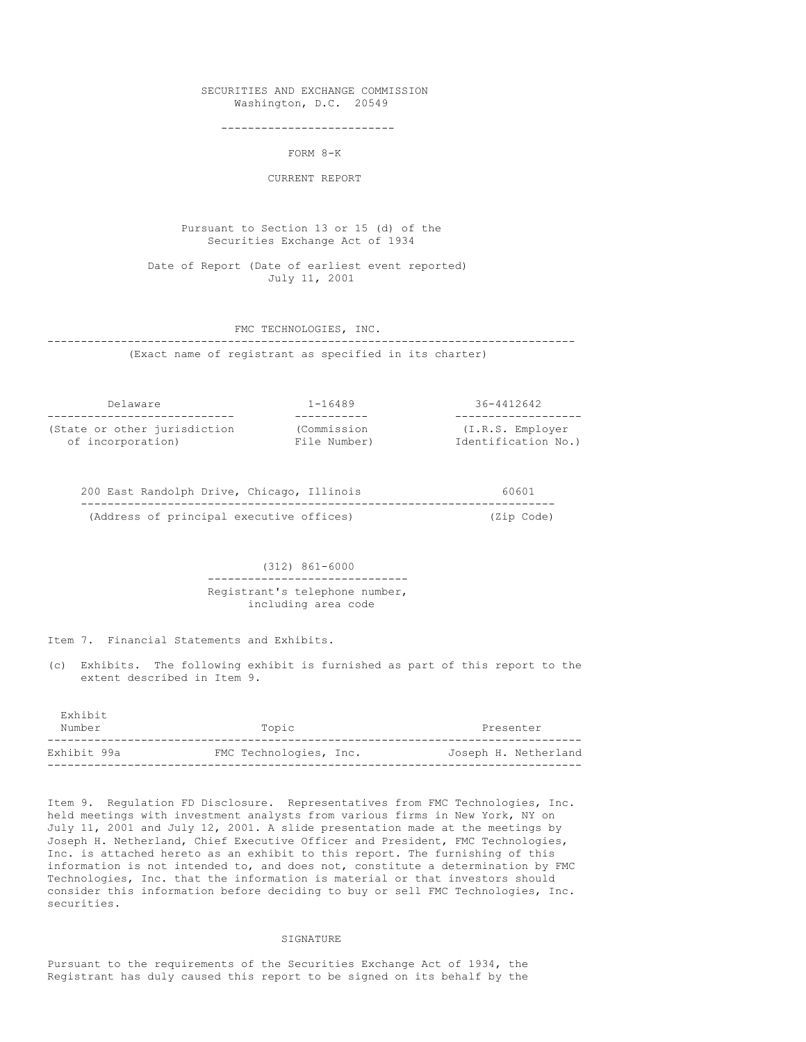SECURITIES AND EXCHANGE COMMISSION
Washington, D.C. 20549

---

FORM 8-K

CURRENT REPORT

Pursuant to Section 13 or 15 (d) of the
Securities Exchange Act of 1934

Date of Report (Date of earliest event reported)
July 11, 2001

FMC TECHNOLOGIES, INC.

---

(Exact name of registrant as specified in its charter)

| Delaware | 1-16489 | 36-4412642 |
|---|---|---|
| (State or other jurisdiction of incorporation) | (Commission File Number) | (I.R.S. Employer Identification No.) |

| 200 East Randolph Drive, Chicago, Illinois | 60601 |
|---|---|
| (Address of principal executive offices) | (Zip Code) |

(312) 861-6000

---

Registrant's telephone number,
including area code

Item 7. Financial Statements and Exhibits.

(c) Exhibits. The following exhibit is furnished as part of this report to the extent described in Item 9.

| Exhibit Number | Topic | Presenter |
|---|---|---|
| Exhibit 99a | FMC Technologies, Inc. | Joseph H. Netherland |

Item 9. Regulation FD Disclosure. Representatives from FMC Technologies, Inc. held meetings with investment analysts from various firms in New York, NY on July 11, 2001 and July 12, 2001. A slide presentation made at the meetings by Joseph H. Netherland, Chief Executive Officer and President, FMC Technologies, Inc. is attached hereto as an exhibit to this report. The furnishing of this information is not intended to, and does not, constitute a determination by FMC Technologies, Inc. that the information is material or that investors should consider this information before deciding to buy or sell FMC Technologies, Inc. securities.

SIGNATURE

Pursuant to the requirements of the Securities Exchange Act of 1934, the Registrant has duly caused this report to be signed on its behalf by the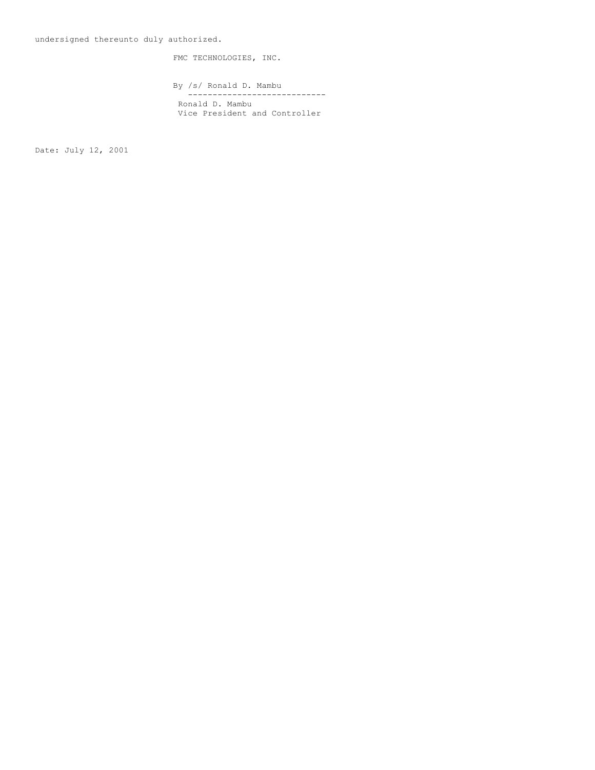undersigned thereunto duly authorized.

FMC TECHNOLOGIES, INC.

By /s/ Ronald D. Mambu

---

Ronald D. Mambu
Vice President and Controller

Date: July 12, 2001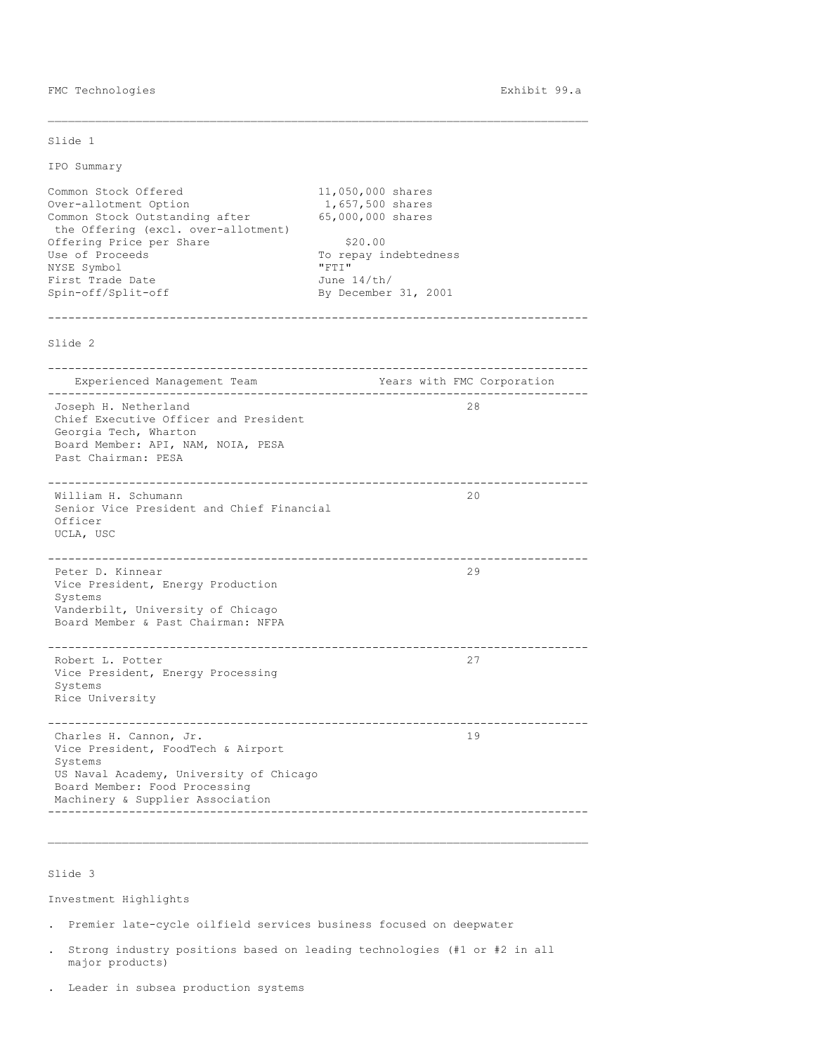FMC Technologies Exhibit 99.a

Slide 1

IPO Summary

| | |
|---|---|
| Common Stock Offered | 11,050,000 shares |
| Over-allotment Option | 1,657,500 shares |
| Common Stock Outstanding after the Offering (excl. over-allotment) | 65,000,000 shares |
| Offering Price per Share | $20.00 |
| Use of Proceeds | To repay indebtedness |
| NYSE Symbol | "FTI" |
| First Trade Date | June 14/th/ |
| Spin-off/Split-off | By December 31, 2001 |

Slide 2

| Experienced Management Team | Years with FMC Corporation |
|---|---|
| Joseph H. Netherland<br>Chief Executive Officer and President<br>Georgia Tech, Wharton<br>Board Member: API, NAM, NOIA, PESA<br>Past Chairman: PESA | 28 |
| William H. Schumann<br>Senior Vice President and Chief Financial Officer<br>UCLA, USC | 20 |
| Peter D. Kinnear<br>Vice President, Energy Production Systems<br>Vanderbilt, University of Chicago<br>Board Member & Past Chairman: NFPA | 29 |
| Robert L. Potter<br>Vice President, Energy Processing Systems<br>Rice University | 27 |
| Charles H. Cannon, Jr.<br>Vice President, FoodTech & Airport Systems<br>US Naval Academy, University of Chicago<br>Board Member: Food Processing Machinery & Supplier Association | 19 |

Slide 3

Investment Highlights

- Premier late-cycle oilfield services business focused on deepwater
- Strong industry positions based on leading technologies (#1 or #2 in all major products)
- Leader in subsea production systems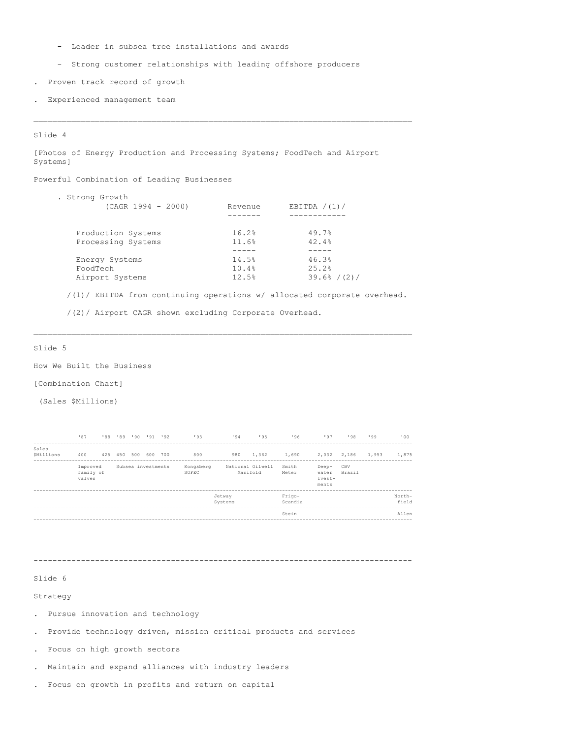- Leader in subsea tree installations and awards
- Strong customer relationships with leading offshore producers

- Proven track record of growth
- Experienced management team

---

Slide 4

[Photos of Energy Production and Processing Systems; FoodTech and Airport Systems]

Powerful Combination of Leading Businesses

- Strong Growth

| (CAGR 1994 - 2000) | Revenue | EBITDA /(1)/ |
|---|---|---|
| Production Systems | 16.2% | 49.7% |
| Processing Systems | 11.6% | 42.4% |
| Energy Systems | 14.5% | 46.3% |
| FoodTech | 10.4% | 25.2% |
| Airport Systems | 12.5% | 39.6% /(2)/ |

/(1)/ EBITDA from continuing operations w/ allocated corporate overhead.

/(2)/ Airport CAGR shown excluding Corporate Overhead.

---

Slide 5

How We Built the Business

[Combination Chart]

(Sales $Millions)

| | '87 | '88 | '89 | '90 | '91 | '92 | '93 | '94 | '95 | '96 | '97 | '98 | '99 | '00 |
|---|---|---|---|---|---|---|---|---|---|---|---|---|---|---|
| Sales $Millions | 400 | 425 | 450 | 500 | 600 | 700 | 800 | 980 | 1,362 | 1,690 | 2,032 | 2,186 | 1,953 | 1,875 |
| | Improved family of valves | | Subsea investments | | | | Kongsberg SOFEC | National Oilwell Manifold | | Smith Meter | Deep-water Ivest-ments | CBV Brazil | | |
| | | | | | | | | Jetway Systems | | Frigo-Scandia | | | | North-field |
| | | | | | | | | | | Stein | | | | Allen |

---

Slide 6

Strategy

- Pursue innovation and technology
- Provide technology driven, mission critical products and services
- Focus on high growth sectors
- Maintain and expand alliances with industry leaders
- Focus on growth in profits and return on capital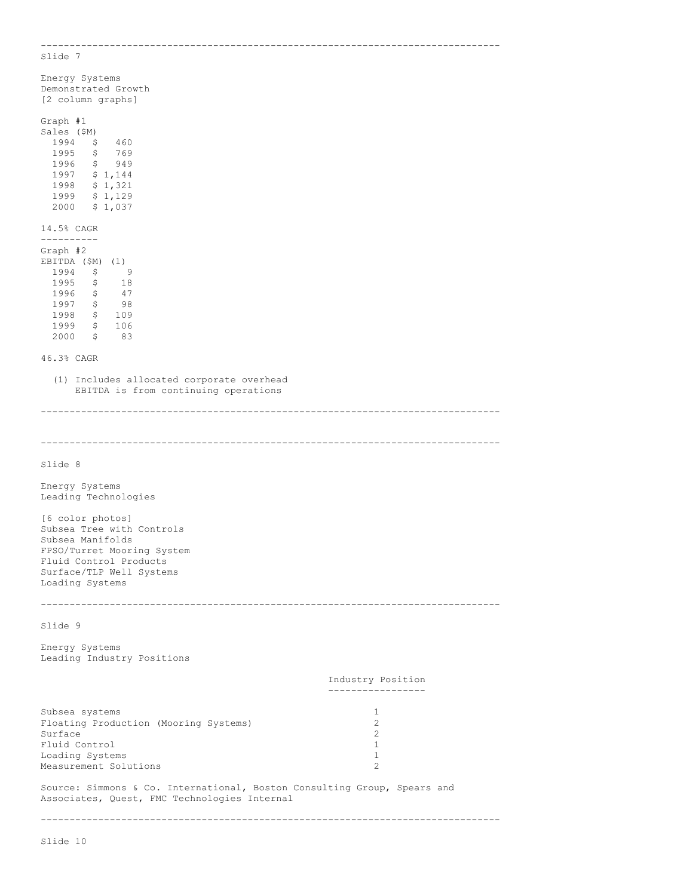## Slide 7

Energy Systems
Demonstrated Growth
[2 column graphs]

Graph #1
Sales ($M)

| Year | Sales ($M) |
|---|---|
| 1994 | $ 460 |
| 1995 | $ 769 |
| 1996 | $ 949 |
| 1997 | $ 1,144 |
| 1998 | $ 1,321 |
| 1999 | $ 1,129 |
| 2000 | $ 1,037 |

14.5% CAGR

---

Graph #2
EBITDA ($M) (1)

| Year | EBITDA ($M) |
|---|---|
| 1994 | $ 9 |
| 1995 | $ 18 |
| 1996 | $ 47 |
| 1997 | $ 98 |
| 1998 | $ 109 |
| 1999 | $ 106 |
| 2000 | $ 83 |

46.3% CAGR

(1) Includes allocated corporate overhead
EBITDA is from continuing operations

---

## Slide 8

Energy Systems
Leading Technologies

[6 color photos]
Subsea Tree with Controls
Subsea Manifolds
FPSO/Turret Mooring System
Fluid Control Products
Surface/TLP Well Systems
Loading Systems

---

## Slide 9

Energy Systems
Leading Industry Positions

| | Industry Position |
|---|---|
| Subsea systems | 1 |
| Floating Production (Mooring Systems) | 2 |
| Surface | 2 |
| Fluid Control | 1 |
| Loading Systems | 1 |
| Measurement Solutions | 2 |

Source: Simmons & Co. International, Boston Consulting Group, Spears and Associates, Quest, FMC Technologies Internal

---

## Slide 10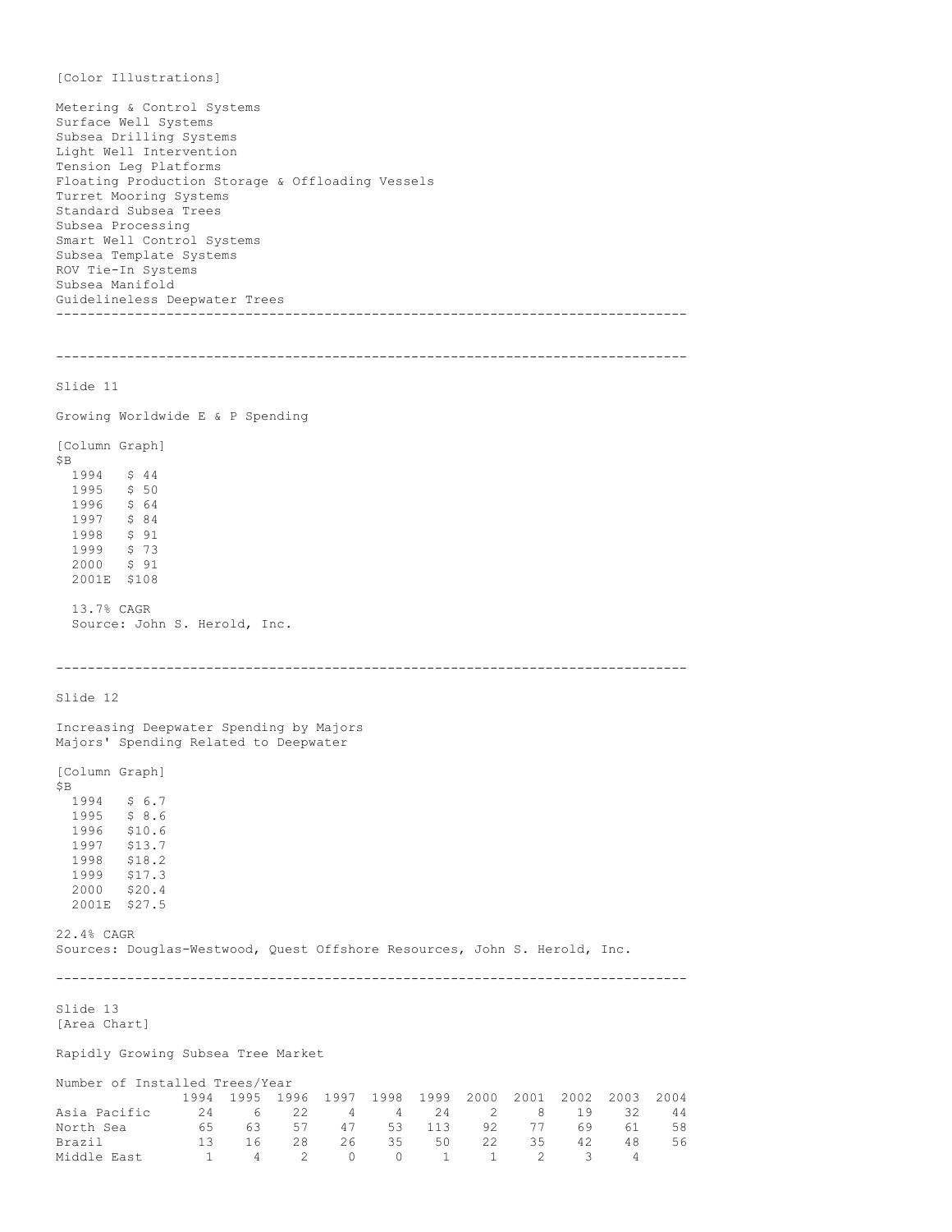[Color Illustrations]

Metering & Control Systems
Surface Well Systems
Subsea Drilling Systems
Light Well Intervention
Tension Leg Platforms
Floating Production Storage & Offloading Vessels
Turret Mooring Systems
Standard Subsea Trees
Subsea Processing
Smart Well Control Systems
Subsea Template Systems
ROV Tie-In Systems
Subsea Manifold
Guidelineless Deepwater Trees

---

---

Slide 11

Growing Worldwide E & P Spending

[Column Graph]

| $B | |
|---|---|
| 1994 | $ 44 |
| 1995 | $ 50 |
| 1996 | $ 64 |
| 1997 | $ 84 |
| 1998 | $ 91 |
| 1999 | $ 73 |
| 2000 | $ 91 |
| 2001E | $108 |

13.7% CAGR
Source: John S. Herold, Inc.

---

Slide 12

Increasing Deepwater Spending by Majors
Majors' Spending Related to Deepwater

[Column Graph]

| $B | |
|---|---|
| 1994 | $ 6.7 |
| 1995 | $ 8.6 |
| 1996 | $10.6 |
| 1997 | $13.7 |
| 1998 | $18.2 |
| 1999 | $17.3 |
| 2000 | $20.4 |
| 2001E | $27.5 |

22.4% CAGR
Sources: Douglas-Westwood, Quest Offshore Resources, John S. Herold, Inc.

---

Slide 13
[Area Chart]

Rapidly Growing Subsea Tree Market

Number of Installed Trees/Year

| | 1994 | 1995 | 1996 | 1997 | 1998 | 1999 | 2000 | 2001 | 2002 | 2003 | 2004 |
|---|---|---|---|---|---|---|---|---|---|---|---|
| Asia Pacific | 24 | 6 | 22 | 4 | 4 | 24 | 2 | 8 | 19 | 32 | 44 |
| North Sea | 65 | 63 | 57 | 47 | 53 | 113 | 92 | 77 | 69 | 61 | 58 |
| Brazil | 13 | 16 | 28 | 26 | 35 | 50 | 22 | 35 | 42 | 48 | 56 |
| Middle East | 1 | 4 | 2 | 0 | 0 | 1 | 1 | 2 | 3 | 4 | |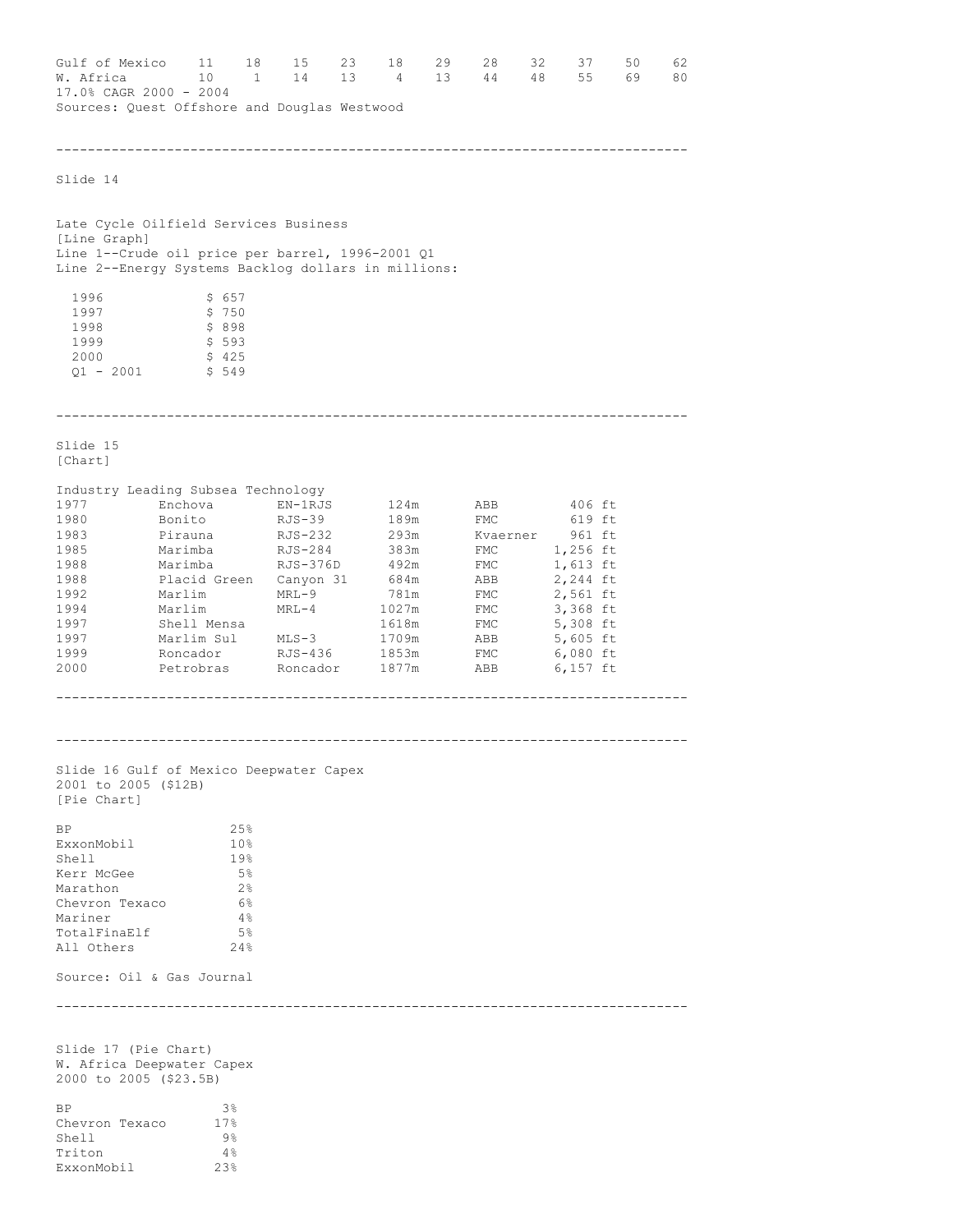| Gulf of Mexico | 11 | 18 | 15 | 23 | 18 | 29 | 28 | 32 | 37 | 50 | 62 |
|---|---|---|---|---|---|---|---|---|---|---|---|
| W. Africa | 10 | 1 | 14 | 13 | 4 | 13 | 44 | 48 | 55 | 69 | 80 |

17.0% CAGR 2000 - 2004

Sources: Quest Offshore and Douglas Westwood

---

Slide 14

Late Cycle Oilfield Services Business

[Line Graph]

Line 1--Crude oil price per barrel, 1996-2001 Q1

Line 2--Energy Systems Backlog dollars in millions:

| | |
|---|---|
| 1996 | $ 657 |
| 1997 | $ 750 |
| 1998 | $ 898 |
| 1999 | $ 593 |
| 2000 | $ 425 |
| Q1 - 2001 | $ 549 |

---

Slide 15

[Chart]

Industry Leading Subsea Technology

| | | | | | |
|---|---|---|---|---|---|
| 1977 | Enchova | EN-1RJS | 124m | ABB | 406 ft |
| 1980 | Bonito | RJS-39 | 189m | FMC | 619 ft |
| 1983 | Pirauna | RJS-232 | 293m | Kvaerner | 961 ft |
| 1985 | Marimba | RJS-284 | 383m | FMC | 1,256 ft |
| 1988 | Marimba | RJS-376D | 492m | FMC | 1,613 ft |
| 1988 | Placid Green | Canyon 31 | 684m | ABB | 2,244 ft |
| 1992 | Marlim | MRL-9 | 781m | FMC | 2,561 ft |
| 1994 | Marlim | MRL-4 | 1027m | FMC | 3,368 ft |
| 1997 | Shell Mensa | | 1618m | FMC | 5,308 ft |
| 1997 | Marlim Sul | MLS-3 | 1709m | ABB | 5,605 ft |
| 1999 | Roncador | RJS-436 | 1853m | FMC | 6,080 ft |
| 2000 | Petrobras | Roncador | 1877m | ABB | 6,157 ft |

---

---

Slide 16 Gulf of Mexico Deepwater Capex

2001 to 2005 ($12B)

[Pie Chart]

| | |
|---|---|
| BP | 25% |
| ExxonMobil | 10% |
| Shell | 19% |
| Kerr McGee | 5% |
| Marathon | 2% |
| Chevron Texaco | 6% |
| Mariner | 4% |
| TotalFinaElf | 5% |
| All Others | 24% |

Source: Oil & Gas Journal

---

Slide 17 (Pie Chart)

W. Africa Deepwater Capex

2000 to 2005 ($23.5B)

| | |
|---|---|
| BP | 3% |
| Chevron Texaco | 17% |
| Shell | 9% |
| Triton | 4% |
| ExxonMobil | 23% |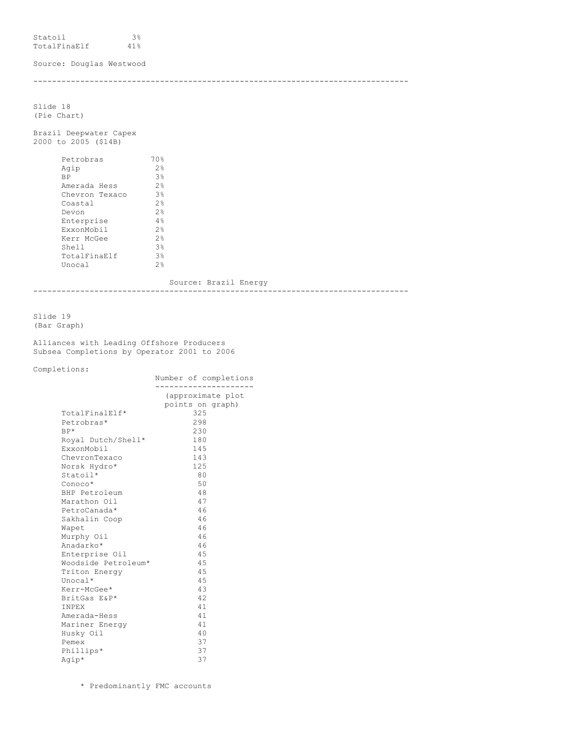| | |
|---|---|
| Statoil | 3% |
| TotalFinaElf | 41% |

Source: Douglas Westwood

---

Slide 18
(Pie Chart)

Brazil Deepwater Capex
2000 to 2005 ($14B)

| | |
|---|---|
| Petrobras | 70% |
| Agip | 2% |
| BP | 3% |
| Amerada Hess | 2% |
| Chevron Texaco | 3% |
| Coastal | 2% |
| Devon | 2% |
| Enterprise | 4% |
| ExxonMobil | 2% |
| Kerr McGee | 2% |
| Shell | 3% |
| TotalFinaElf | 3% |
| Unocal | 2% |

Source: Brazil Energy

---

Slide 19
(Bar Graph)

Alliances with Leading Offshore Producers
Subsea Completions by Operator 2001 to 2006

Completions:

| | Number of completions (approximate plot points on graph) |
|---|---|
| TotalFinalElf* | 325 |
| Petrobras* | 298 |
| BP* | 230 |
| Royal Dutch/Shell* | 180 |
| ExxonMobil | 145 |
| ChevronTexaco | 143 |
| Norsk Hydro* | 125 |
| Statoil* | 80 |
| Conoco* | 50 |
| BHP Petroleum | 48 |
| Marathon Oil | 47 |
| PetroCanada* | 46 |
| Sakhalin Coop | 46 |
| Wapet | 46 |
| Murphy Oil | 46 |
| Anadarko* | 46 |
| Enterprise Oil | 45 |
| Woodside Petroleum* | 45 |
| Triton Energy | 45 |
| Unocal* | 45 |
| Kerr-McGee* | 43 |
| BritGas E&P* | 42 |
| INPEX | 41 |
| Amerada-Hess | 41 |
| Mariner Energy | 41 |
| Husky Oil | 40 |
| Pemex | 37 |
| Phillips* | 37 |
| Agip* | 37 |

* Predominantly FMC accounts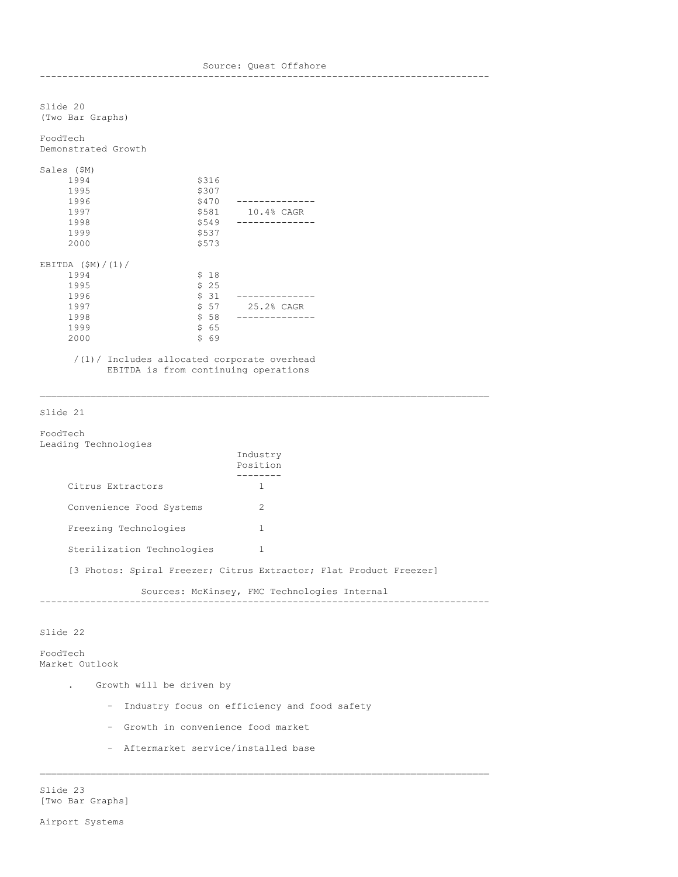Source: Quest Offshore

---

Slide 20
(Two Bar Graphs)

FoodTech
Demonstrated Growth

Sales ($M)

| Year | Sales | |
|---|---|---|
| 1994 | $316 | |
| 1995 | $307 | |
| 1996 | $470 | |
| 1997 | $581 | 10.4% CAGR |
| 1998 | $549 | |
| 1999 | $537 | |
| 2000 | $573 | |

EBITDA ($M)/(1)/

| Year | EBITDA | |
|---|---|---|
| 1994 | $ 18 | |
| 1995 | $ 25 | |
| 1996 | $ 31 | |
| 1997 | $ 57 | 25.2% CAGR |
| 1998 | $ 58 | |
| 1999 | $ 65 | |
| 2000 | $ 69 | |

/(1)/ Includes allocated corporate overhead
EBITDA is from continuing operations

---

Slide 21

FoodTech
Leading Technologies

| | Industry Position |
|---|---|
| Citrus Extractors | 1 |
| Convenience Food Systems | 2 |
| Freezing Technologies | 1 |
| Sterilization Technologies | 1 |

[3 Photos: Spiral Freezer; Citrus Extractor; Flat Product Freezer]

Sources: McKinsey, FMC Technologies Internal

---

Slide 22

FoodTech
Market Outlook

- Growth will be driven by
  - Industry focus on efficiency and food safety
  - Growth in convenience food market
  - Aftermarket service/installed base

---

Slide 23
[Two Bar Graphs]

Airport Systems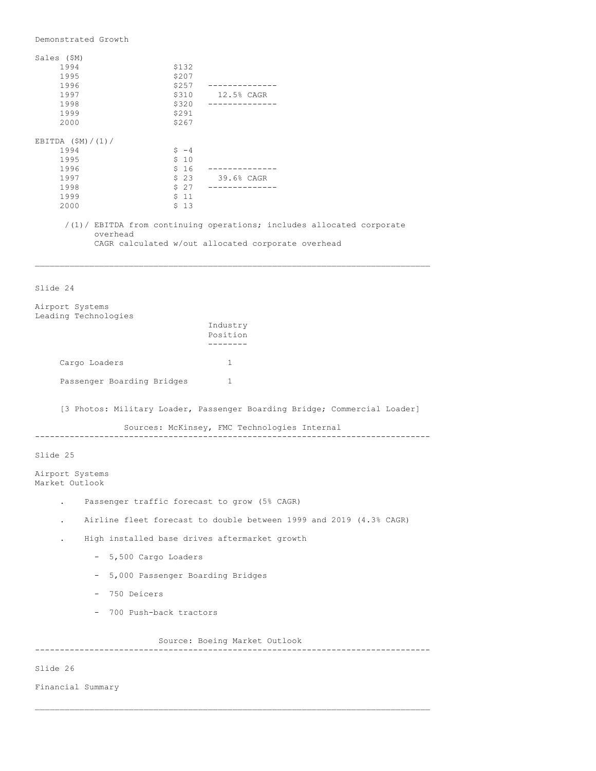Demonstrated Growth

Sales ($M)

| Year | Sales | |
|---|---|---|
| 1994 | $132 | |
| 1995 | $207 | |
| 1996 | $257 | -------------- |
| 1997 | $310 | 12.5% CAGR |
| 1998 | $320 | -------------- |
| 1999 | $291 | |
| 2000 | $267 | |

EBITDA ($M)/(1)/

| Year | EBITDA | |
|---|---|---|
| 1994 | $ -4 | |
| 1995 | $ 10 | |
| 1996 | $ 16 | -------------- |
| 1997 | $ 23 | 39.6% CAGR |
| 1998 | $ 27 | -------------- |
| 1999 | $ 11 | |
| 2000 | $ 13 | |

/(1)/ EBITDA from continuing operations; includes allocated corporate overhead
CAGR calculated w/out allocated corporate overhead

---

Slide 24

## Airport Systems
### Leading Technologies

| | Industry Position |
|---|---|
| Cargo Loaders | 1 |
| Passenger Boarding Bridges | 1 |

[3 Photos: Military Loader, Passenger Boarding Bridge; Commercial Loader]

Sources: McKinsey, FMC Technologies Internal

---

Slide 25

## Airport Systems
### Market Outlook

- Passenger traffic forecast to grow (5% CAGR)
- Airline fleet forecast to double between 1999 and 2019 (4.3% CAGR)
- High installed base drives aftermarket growth
  - 5,500 Cargo Loaders
  - 5,000 Passenger Boarding Bridges
  - 750 Deicers
  - 700 Push-back tractors

Source: Boeing Market Outlook

---

Slide 26

## Financial Summary

---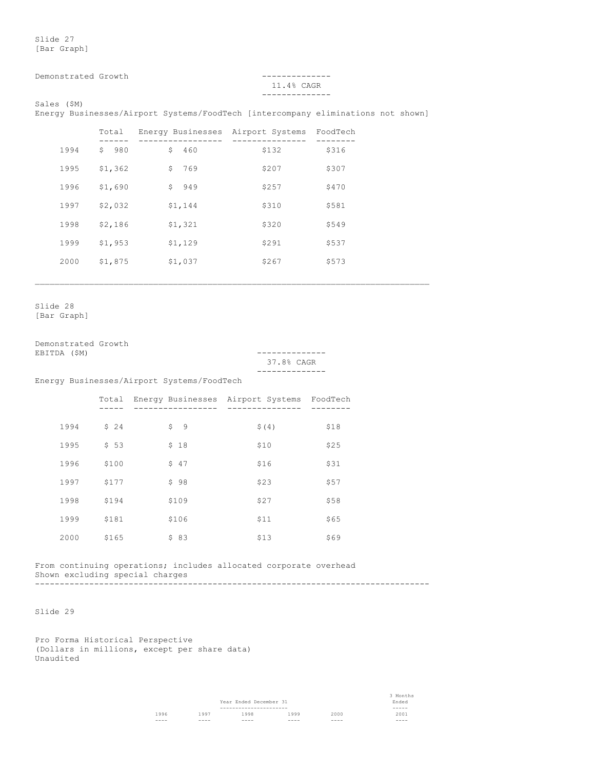Slide 27
[Bar Graph]

Demonstrated Growth

11.4% CAGR

Sales ($M)
Energy Businesses/Airport Systems/FoodTech [intercompany eliminations not shown]

| | Total | Energy Businesses | Airport Systems | FoodTech |
|---|---|---|---|---|
| 1994 | $ 980 | $ 460 | $132 | $316 |
| 1995 | $1,362 | $ 769 | $207 | $307 |
| 1996 | $1,690 | $ 949 | $257 | $470 |
| 1997 | $2,032 | $1,144 | $310 | $581 |
| 1998 | $2,186 | $1,321 | $320 | $549 |
| 1999 | $1,953 | $1,129 | $291 | $537 |
| 2000 | $1,875 | $1,037 | $267 | $573 |

---

Slide 28
[Bar Graph]

Demonstrated Growth
EBITDA ($M)

37.8% CAGR

Energy Businesses/Airport Systems/FoodTech

| | Total | Energy Businesses | Airport Systems | FoodTech |
|---|---|---|---|---|
| 1994 | $ 24 | $ 9 | $(4) | $18 |
| 1995 | $ 53 | $ 18 | $10 | $25 |
| 1996 | $100 | $ 47 | $16 | $31 |
| 1997 | $177 | $ 98 | $23 | $57 |
| 1998 | $194 | $109 | $27 | $58 |
| 1999 | $181 | $106 | $11 | $65 |
| 2000 | $165 | $ 83 | $13 | $69 |

From continuing operations; includes allocated corporate overhead
Shown excluding special charges

---

Slide 29

Pro Forma Historical Perspective
(Dollars in millions, except per share data)
Unaudited

| | Year Ended December 31 | | | | | 3 Months Ended |
|---|---|---|---|---|---|---|
| | 1996 | 1997 | 1998 | 1999 | 2000 | 2001 |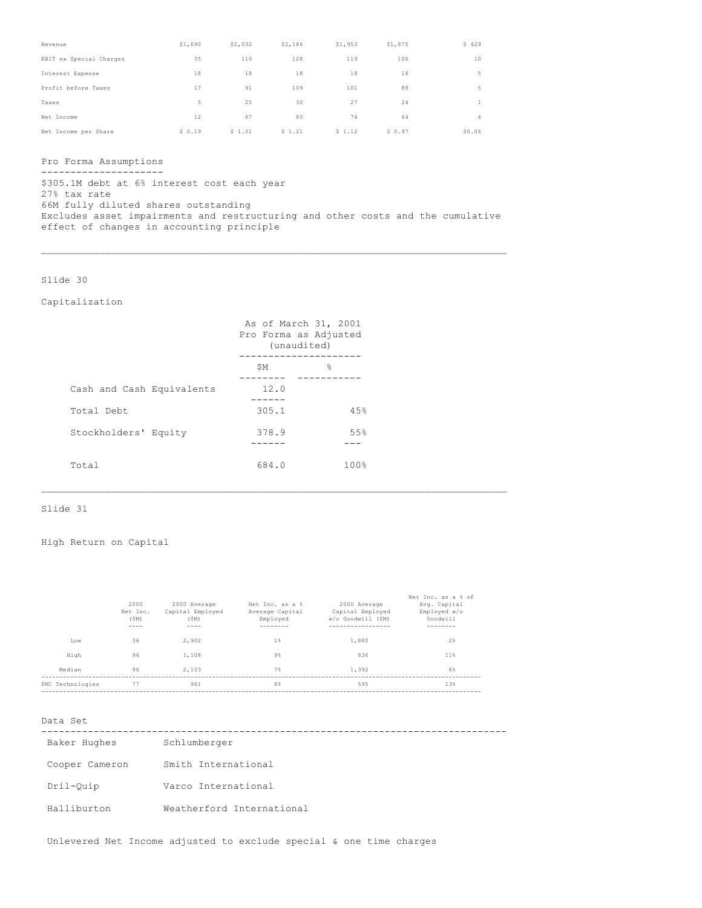| | | | | | | |
|---|---|---|---|---|---|---|
| Revenue | $1,690 | $2,032 | $2,186 | $1,953 | $1,875 | $ 429 |
| EBIT ex Special Charges | 35 | 110 | 128 | 119 | 106 | 10 |
| Interest Expense | 18 | 18 | 18 | 18 | 18 | 5 |
| Profit before Taxes | 17 | 91 | 109 | 101 | 88 | 5 |
| Taxes | 5 | 25 | 30 | 27 | 24 | 1 |
| Net Income | 12 | 67 | 80 | 74 | 64 | 4 |
| Net Income per Share | $ 0.19 | $ 1.01 | $ 1.21 | $ 1.12 | $ 0.97 | $0.06 |

Pro Forma Assumptions

$305.1M debt at 6% interest cost each year
27% tax rate
66M fully diluted shares outstanding
Excludes asset impairments and restructuring and other costs and the cumulative effect of changes in accounting principle

---

Slide 30

Capitalization

| | As of March 31, 2001 Pro Forma as Adjusted (unaudited) | |
|---|---|---|
| | $M | % |
| Cash and Cash Equivalents | 12.0 | |
| Total Debt | 305.1 | 45% |
| Stockholders' Equity | 378.9 | 55% |
| Total | 684.0 | 100% |

---

Slide 31

High Return on Capital

| | 2000 Net Inc. ($M) | 2000 Average Capital Employed ($M) | Net Inc. as a % Average Capital Employed | 2000 Average Capital Employed w/o Goodwill ($M) | Net Inc. as a % of Avg. Capital Employed w/o Goodwill |
|---|---|---|---|---|---|
| Low | 36 | 2,902 | 1% | 1,880 | 2% |
| High | 94 | 1,108 | 9% | 836 | 11% |
| Median | 96 | 2,103 | 7% | 1,392 | 8% |
| FMC Technologies | 77 | 961 | 8% | 595 | 13% |

Data Set

| | |
|---|---|
| Baker Hughes | Schlumberger |
| Cooper Cameron | Smith International |
| Dril-Quip | Varco International |
| Halliburton | Weatherford International |

Unlevered Net Income adjusted to exclude special & one time charges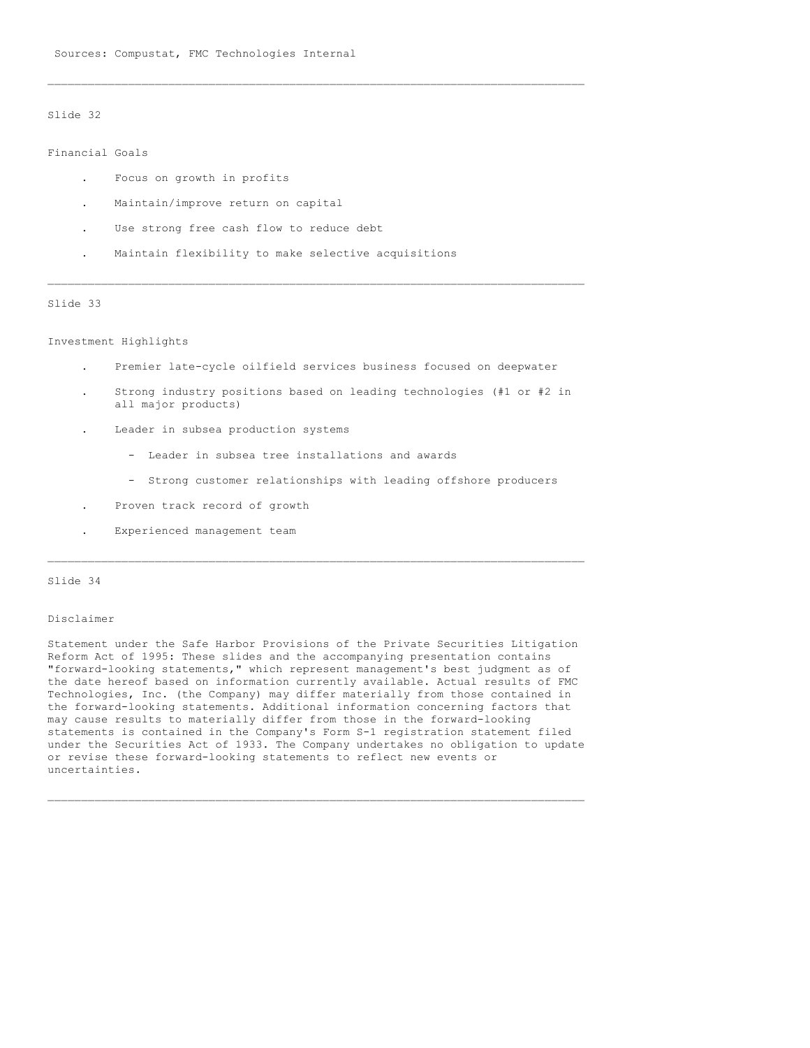Sources: Compustat, FMC Technologies Internal

---

Slide 32

## Financial Goals

- Focus on growth in profits
- Maintain/improve return on capital
- Use strong free cash flow to reduce debt
- Maintain flexibility to make selective acquisitions

---

Slide 33

## Investment Highlights

- Premier late-cycle oilfield services business focused on deepwater
- Strong industry positions based on leading technologies (#1 or #2 in all major products)
- Leader in subsea production systems
  - Leader in subsea tree installations and awards
  - Strong customer relationships with leading offshore producers
- Proven track record of growth
- Experienced management team

---

Slide 34

## Disclaimer

Statement under the Safe Harbor Provisions of the Private Securities Litigation Reform Act of 1995: These slides and the accompanying presentation contains "forward-looking statements," which represent management's best judgment as of the date hereof based on information currently available. Actual results of FMC Technologies, Inc. (the Company) may differ materially from those contained in the forward-looking statements. Additional information concerning factors that may cause results to materially differ from those in the forward-looking statements is contained in the Company's Form S-1 registration statement filed under the Securities Act of 1933. The Company undertakes no obligation to update or revise these forward-looking statements to reflect new events or uncertainties.

---